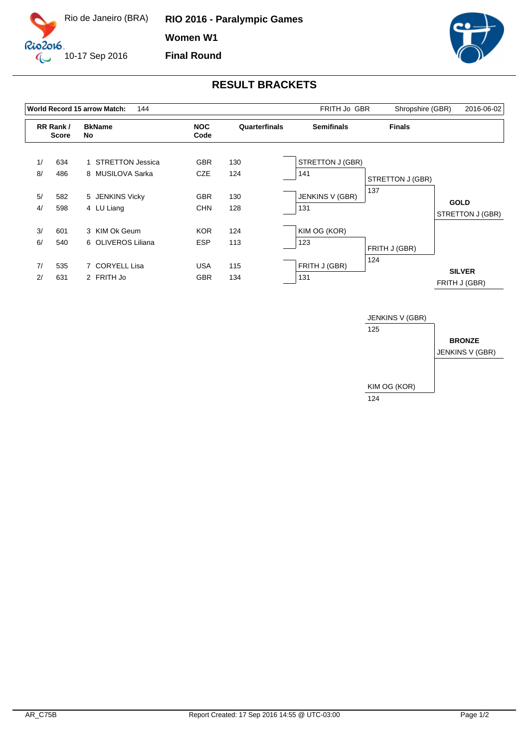Rio de Janeiro (BRA)

10-17 Sep 2016

**RIO 2016 - Paralympic Games**

**Women W1**

**Final Round**

## RESULT BRACKETS

| **World Record 15 arrow Match:** | 144 | FRITH Jo GBR | Shropshire (GBR) | 2016-06-02 |
|---|---|---|---|---|

| RR Rank / Score | | BkName No | NOC Code | Quarterfinals | Semifinals | Finals | |
|---|---|---|---|---|---|---|---|
| 1/ | 634 | 1 STRETTON Jessica | GBR | 130 | STRETTON J (GBR) | | |
| 8/ | 486 | 8 MUSILOVA Sarka | CZE | 124 | 141 | STRETTON J (GBR) | |
| | | | | | | 137 | **GOLD** |
| 5/ | 582 | 5 JENKINS Vicky | GBR | 130 | JENKINS V (GBR) | | STRETTON J (GBR) |
| 4/ | 598 | 4 LU Liang | CHN | 128 | 131 | | |
| 3/ | 601 | 3 KIM Ok Geum | KOR | 124 | KIM OG (KOR) | | |
| 6/ | 540 | 6 OLIVEROS Liliana | ESP | 113 | 123 | FRITH J (GBR) | |
| | | | | | | 124 | **SILVER** |
| 7/ | 535 | 7 CORYELL Lisa | USA | 115 | FRITH J (GBR) | | FRITH J (GBR) |
| 2/ | 631 | 2 FRITH Jo | GBR | 134 | 131 | | |

**Bronze Medal Match**

| Athlete | Score |
|---|---|
| JENKINS V (GBR) | 125 |
| KIM OG (KOR) | 124 |

**BRONZE**

JENKINS V (GBR)

AR_C75B

Report Created: 17 Sep 2016 14:55 @ UTC-03:00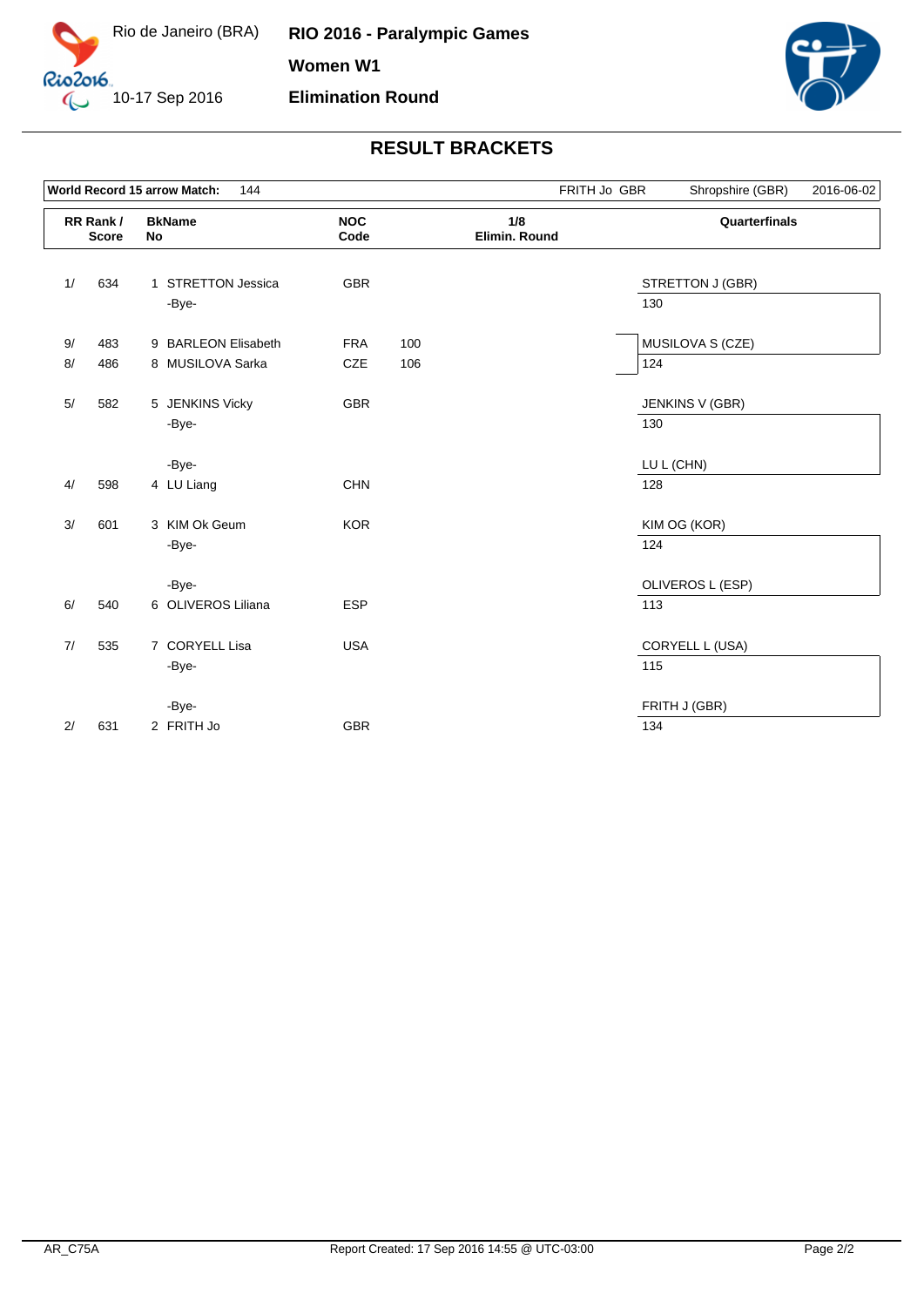Rio de Janeiro (BRA)

10-17 Sep 2016

# RIO 2016 - Paralympic Games

## Women W1

## Elimination Round

## RESULT BRACKETS

| World Record 15 arrow Match: | 144 | FRITH Jo GBR | Shropshire (GBR) | 2016-06-02 |
|---|---|---|---|---|

| RR Rank / | Score | BkName No | | NOC Code | 1/8 Elimin. Round | Quarterfinals |
|---|---|---|---|---|---|---|
| 1/ | 634 | 1 | STRETTON Jessica | GBR | | STRETTON J (GBR) |
| | | | -Bye- | | | 130 |
| 9/ | 483 | 9 | BARLEON Elisabeth | FRA | 100 | MUSILOVA S (CZE) |
| 8/ | 486 | 8 | MUSILOVA Sarka | CZE | 106 | 124 |
| 5/ | 582 | 5 | JENKINS Vicky | GBR | | JENKINS V (GBR) |
| | | | -Bye- | | | 130 |
| | | | -Bye- | | | LU L (CHN) |
| 4/ | 598 | 4 | LU Liang | CHN | | 128 |
| 3/ | 601 | 3 | KIM Ok Geum | KOR | | KIM OG (KOR) |
| | | | -Bye- | | | 124 |
| | | | -Bye- | | | OLIVEROS L (ESP) |
| 6/ | 540 | 6 | OLIVEROS Liliana | ESP | | 113 |
| 7/ | 535 | 7 | CORYELL Lisa | USA | | CORYELL L (USA) |
| | | | -Bye- | | | 115 |
| | | | -Bye- | | | FRITH J (GBR) |
| 2/ | 631 | 2 | FRITH Jo | GBR | | 134 |

AR_C75A

Report Created: 17 Sep 2016 14:55 @ UTC-03:00